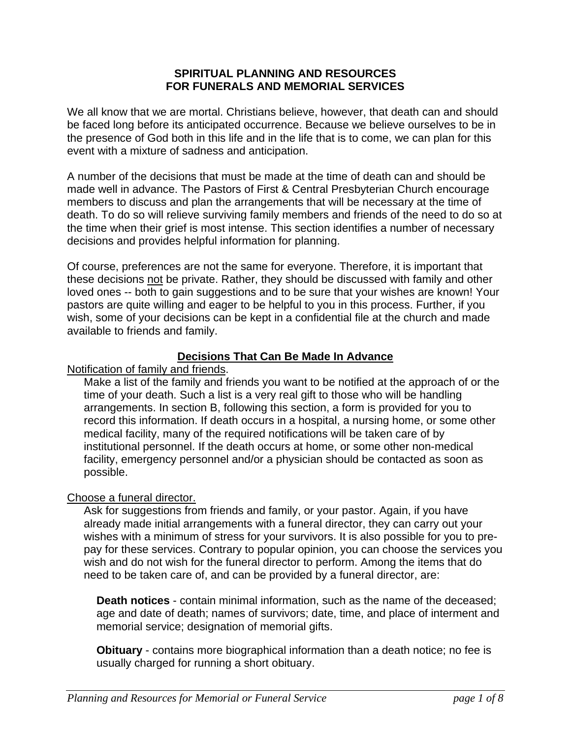# SPIRITUAL PLANNING AND RESOURCES FOR FUNERALS AND MEMORIAL SERVICES

We all know that we are mortal. Christians believe, however, that death can and should be faced long before its anticipated occurrence. Because we believe ourselves to be in the presence of God both in this life and in the life that is to come, we can plan for this event with a mixture of sadness and anticipation.

A number of the decisions that must be made at the time of death can and should be made well in advance. The Pastors of First & Central Presbyterian Church encourage members to discuss and plan the arrangements that will be necessary at the time of death. To do so will relieve surviving family members and friends of the need to do so at the time when their grief is most intense. This section identifies a number of necessary decisions and provides helpful information for planning.

Of course, preferences are not the same for everyone. Therefore, it is important that these decisions <u>not</u> be private. Rather, they should be discussed with family and other loved ones -- both to gain suggestions and to be sure that your wishes are known! Your pastors are quite willing and eager to be helpful to you in this process. Further, if you wish, some of your decisions can be kept in a confidential file at the church and made available to friends and family.

## Decisions That Can Be Made In Advance

<u>Notification of family and friends</u>.

Make a list of the family and friends you want to be notified at the approach of or the time of your death. Such a list is a very real gift to those who will be handling arrangements. In section B, following this section, a form is provided for you to record this information. If death occurs in a hospital, a nursing home, or some other medical facility, many of the required notifications will be taken care of by institutional personnel. If the death occurs at home, or some other non-medical facility, emergency personnel and/or a physician should be contacted as soon as possible.

<u>Choose a funeral director.</u>

Ask for suggestions from friends and family, or your pastor. Again, if you have already made initial arrangements with a funeral director, they can carry out your wishes with a minimum of stress for your survivors. It is also possible for you to pre-pay for these services. Contrary to popular opinion, you can choose the services you wish and do not wish for the funeral director to perform. Among the items that do need to be taken care of, and can be provided by a funeral director, are:

**Death notices** - contain minimal information, such as the name of the deceased; age and date of death; names of survivors; date, time, and place of interment and memorial service; designation of memorial gifts.

**Obituary** - contains more biographical information than a death notice; no fee is usually charged for running a short obituary.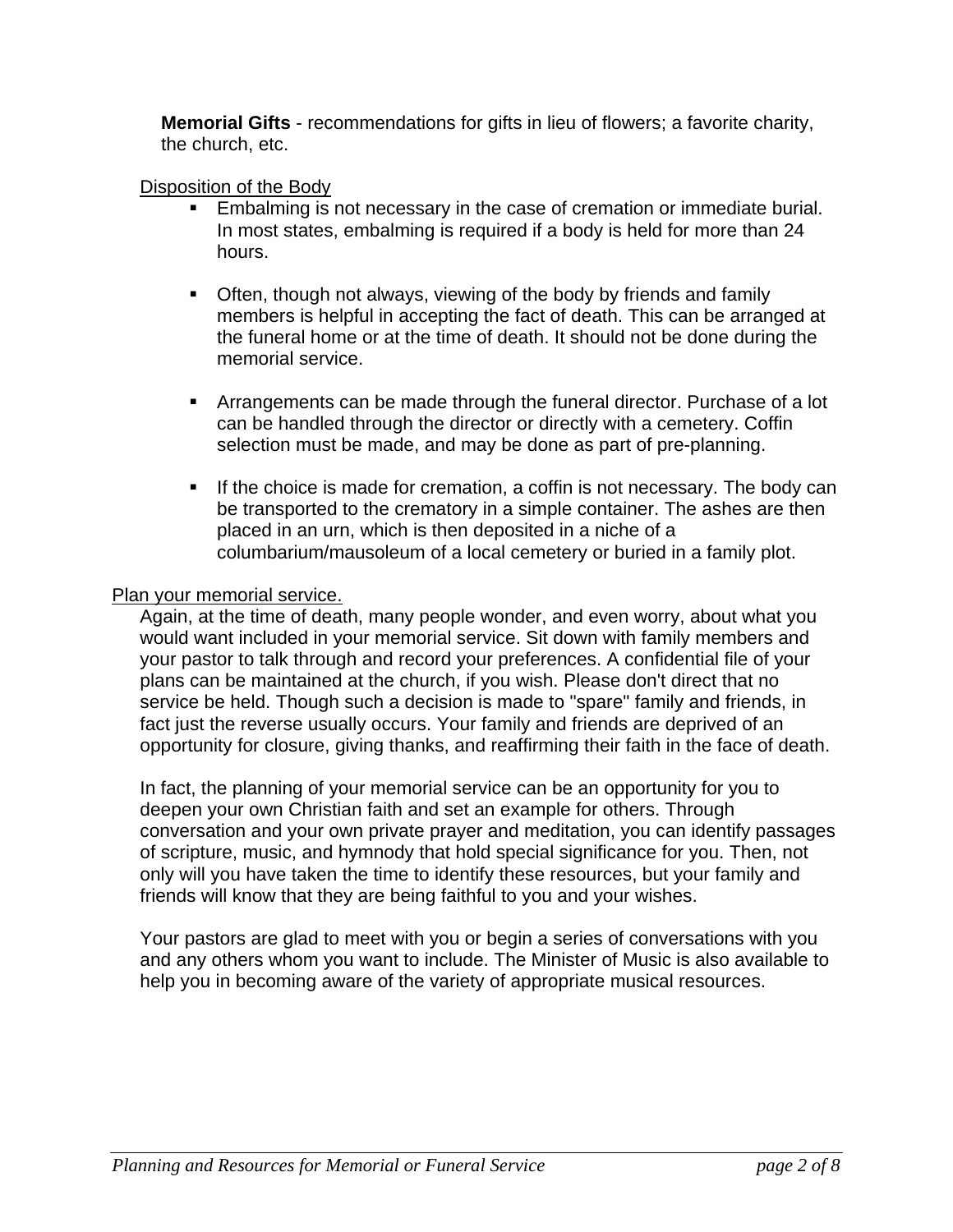**Memorial Gifts** - recommendations for gifts in lieu of flowers; a favorite charity, the church, etc.

Disposition of the Body

- Embalming is not necessary in the case of cremation or immediate burial. In most states, embalming is required if a body is held for more than 24 hours.

- Often, though not always, viewing of the body by friends and family members is helpful in accepting the fact of death. This can be arranged at the funeral home or at the time of death. It should not be done during the memorial service.

- Arrangements can be made through the funeral director. Purchase of a lot can be handled through the director or directly with a cemetery. Coffin selection must be made, and may be done as part of pre-planning.

- If the choice is made for cremation, a coffin is not necessary. The body can be transported to the crematory in a simple container. The ashes are then placed in an urn, which is then deposited in a niche of a columbarium/mausoleum of a local cemetery or buried in a family plot.

Plan your memorial service.

Again, at the time of death, many people wonder, and even worry, about what you would want included in your memorial service. Sit down with family members and your pastor to talk through and record your preferences. A confidential file of your plans can be maintained at the church, if you wish. Please don't direct that no service be held. Though such a decision is made to "spare" family and friends, in fact just the reverse usually occurs. Your family and friends are deprived of an opportunity for closure, giving thanks, and reaffirming their faith in the face of death.

In fact, the planning of your memorial service can be an opportunity for you to deepen your own Christian faith and set an example for others. Through conversation and your own private prayer and meditation, you can identify passages of scripture, music, and hymnody that hold special significance for you. Then, not only will you have taken the time to identify these resources, but your family and friends will know that they are being faithful to you and your wishes.

Your pastors are glad to meet with you or begin a series of conversations with you and any others whom you want to include. The Minister of Music is also available to help you in becoming aware of the variety of appropriate musical resources.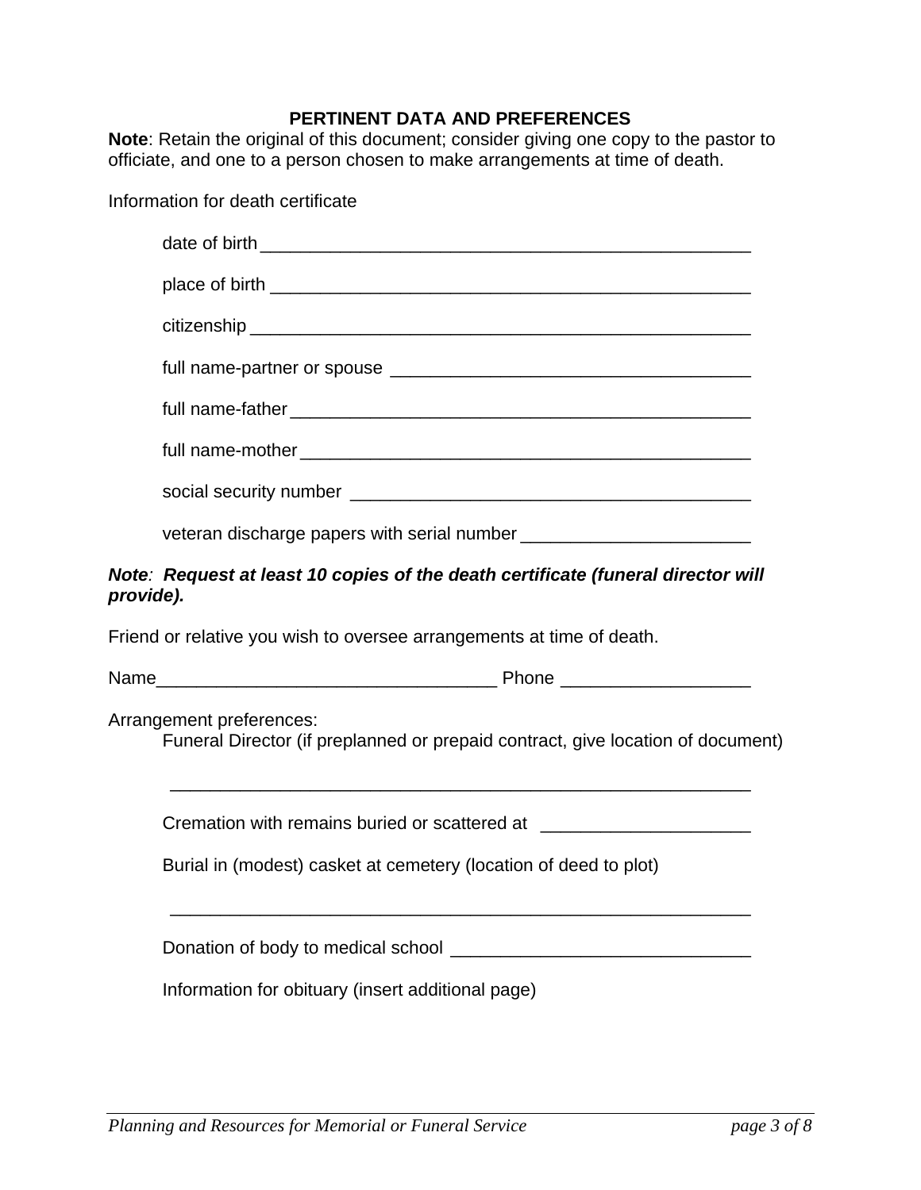## PERTINENT DATA AND PREFERENCES

**Note**: Retain the original of this document; consider giving one copy to the pastor to officiate, and one to a person chosen to make arrangements at time of death.

Information for death certificate

date of birth ________________________________________________

place of birth _______________________________________________

citizenship _________________________________________________

full name-partner or spouse __________________________________

full name-father _____________________________________________

full name-mother ____________________________________________

social security number _______________________________________

veteran discharge papers with serial number ______________________

***Note: Request at least 10 copies of the death certificate (funeral director will provide).***

Friend or relative you wish to oversee arrangements at time of death.

Name_________________________________ Phone __________________

Arrangement preferences:

Funeral Director (if preplanned or prepaid contract, give location of document)

___________________________________________________________

Cremation with remains buried or scattered at ____________________

Burial in (modest) casket at cemetery (location of deed to plot)

___________________________________________________________

Donation of body to medical school _____________________________

Information for obituary (insert additional page)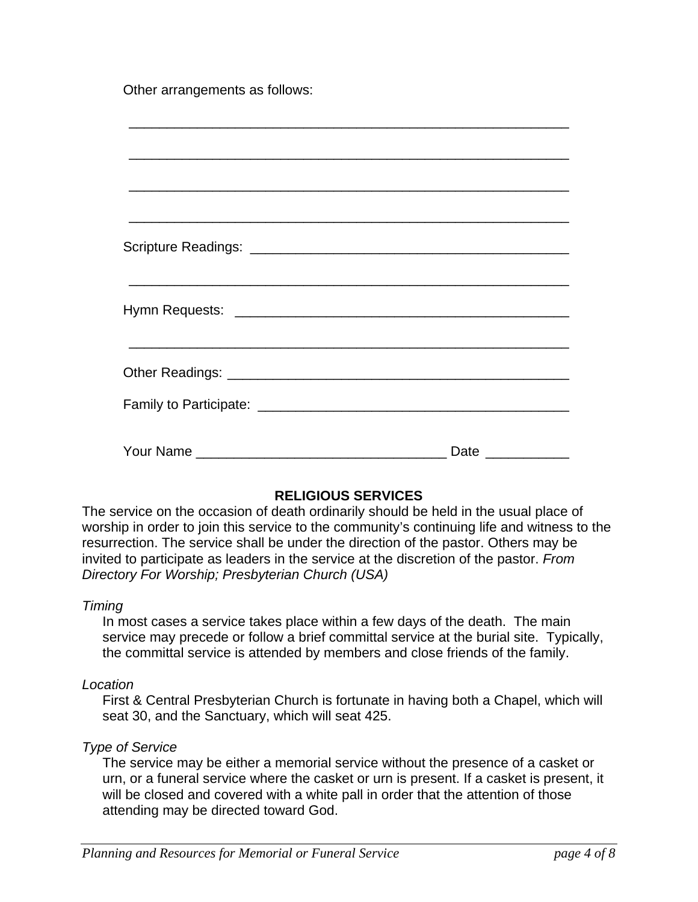Other arrangements as follows:

____________________________________________________________

____________________________________________________________

____________________________________________________________

____________________________________________________________

Scripture Readings: ___________________________________________

____________________________________________________________

Hymn Requests: _____________________________________________

____________________________________________________________

Other Readings: ______________________________________________

Family to Participate: _________________________________________

Your Name _________________________________ Date ___________

## RELIGIOUS SERVICES

The service on the occasion of death ordinarily should be held in the usual place of worship in order to join this service to the community's continuing life and witness to the resurrection. The service shall be under the direction of the pastor. Others may be invited to participate as leaders in the service at the discretion of the pastor. *From Directory For Worship; Presbyterian Church (USA)*

*Timing*

In most cases a service takes place within a few days of the death. The main service may precede or follow a brief committal service at the burial site. Typically, the committal service is attended by members and close friends of the family.

*Location*

First & Central Presbyterian Church is fortunate in having both a Chapel, which will seat 30, and the Sanctuary, which will seat 425.

*Type of Service*

The service may be either a memorial service without the presence of a casket or urn, or a funeral service where the casket or urn is present. If a casket is present, it will be closed and covered with a white pall in order that the attention of those attending may be directed toward God.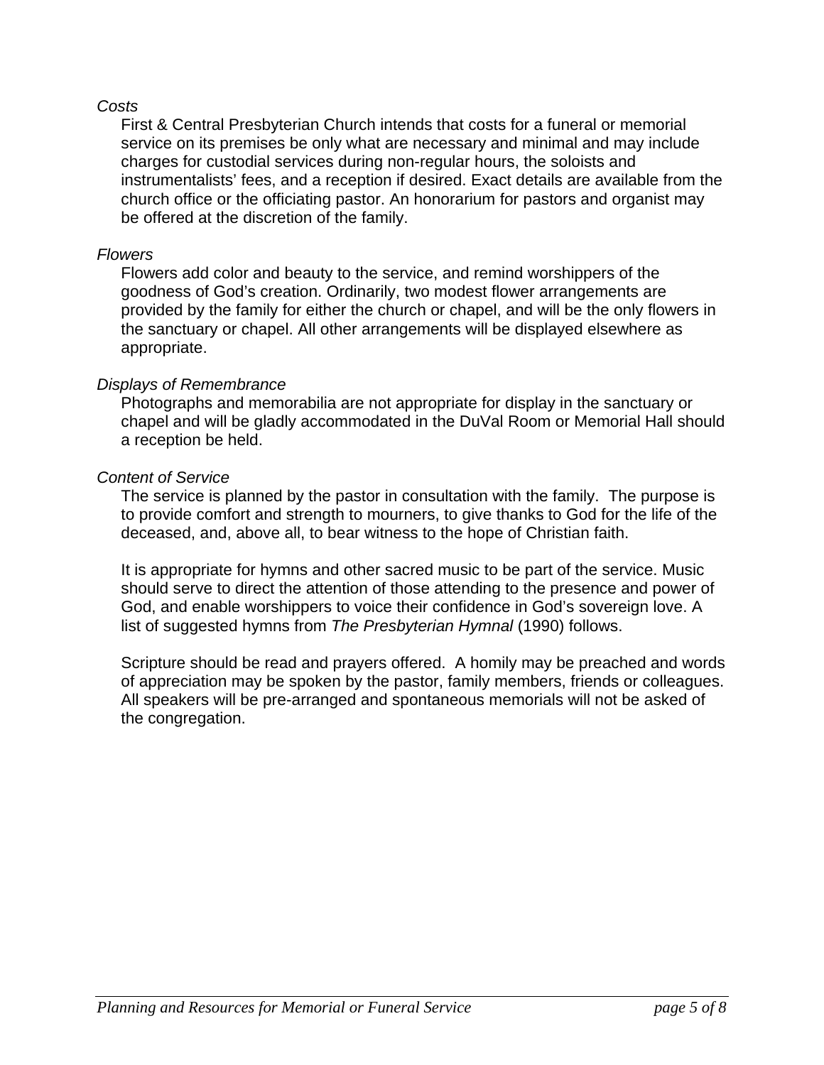*Costs*

First & Central Presbyterian Church intends that costs for a funeral or memorial service on its premises be only what are necessary and minimal and may include charges for custodial services during non-regular hours, the soloists and instrumentalists' fees, and a reception if desired. Exact details are available from the church office or the officiating pastor. An honorarium for pastors and organist may be offered at the discretion of the family.

*Flowers*

Flowers add color and beauty to the service, and remind worshippers of the goodness of God's creation. Ordinarily, two modest flower arrangements are provided by the family for either the church or chapel, and will be the only flowers in the sanctuary or chapel. All other arrangements will be displayed elsewhere as appropriate.

*Displays of Remembrance*

Photographs and memorabilia are not appropriate for display in the sanctuary or chapel and will be gladly accommodated in the DuVal Room or Memorial Hall should a reception be held.

*Content of Service*

The service is planned by the pastor in consultation with the family. The purpose is to provide comfort and strength to mourners, to give thanks to God for the life of the deceased, and, above all, to bear witness to the hope of Christian faith.

It is appropriate for hymns and other sacred music to be part of the service. Music should serve to direct the attention of those attending to the presence and power of God, and enable worshippers to voice their confidence in God's sovereign love. A list of suggested hymns from *The Presbyterian Hymnal* (1990) follows.

Scripture should be read and prayers offered. A homily may be preached and words of appreciation may be spoken by the pastor, family members, friends or colleagues. All speakers will be pre-arranged and spontaneous memorials will not be asked of the congregation.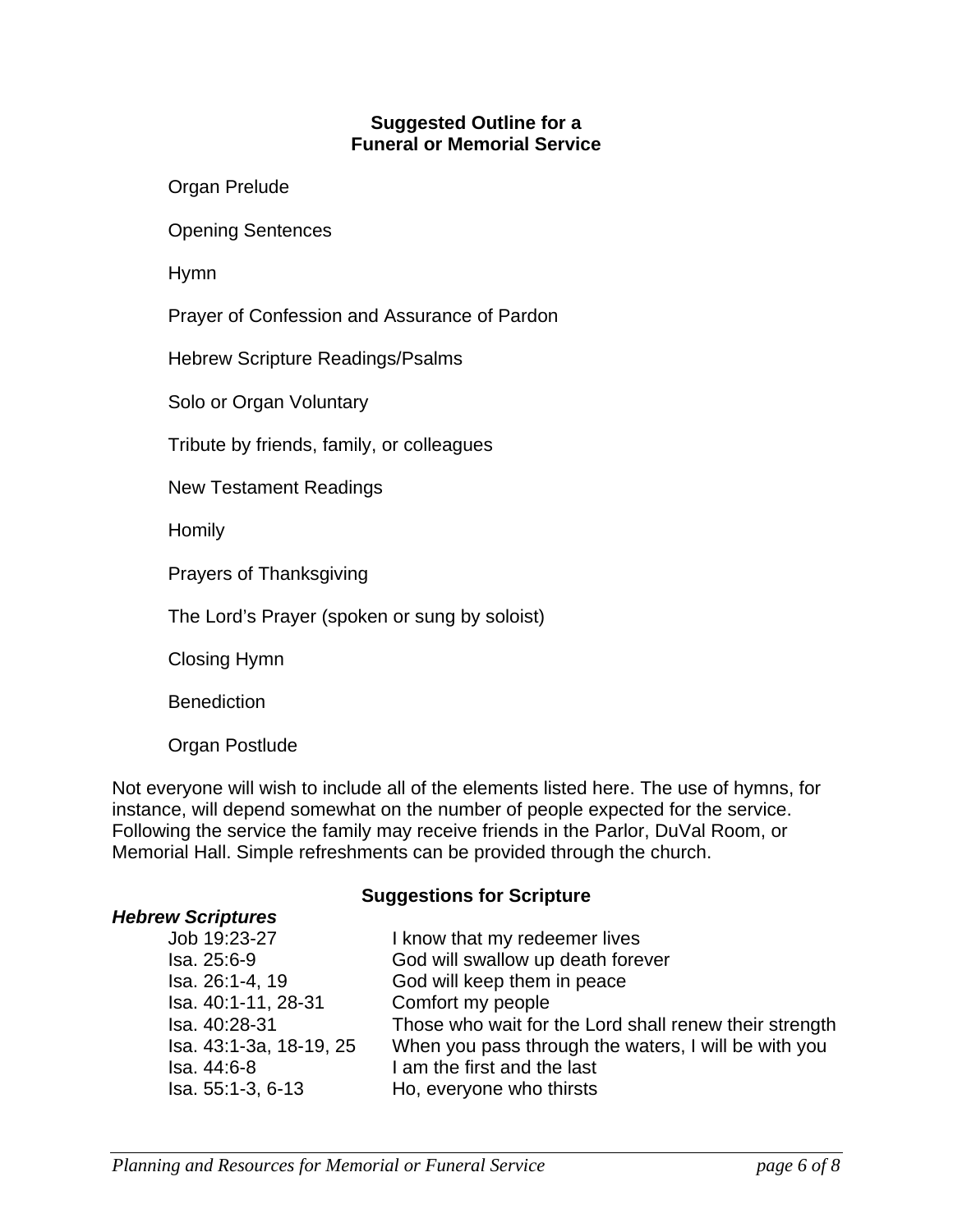## Suggested Outline for a Funeral or Memorial Service

Organ Prelude

Opening Sentences

Hymn

Prayer of Confession and Assurance of Pardon

Hebrew Scripture Readings/Psalms

Solo or Organ Voluntary

Tribute by friends, family, or colleagues

New Testament Readings

Homily

Prayers of Thanksgiving

The Lord's Prayer (spoken or sung by soloist)

Closing Hymn

Benediction

Organ Postlude

Not everyone will wish to include all of the elements listed here. The use of hymns, for instance, will depend somewhat on the number of people expected for the service. Following the service the family may receive friends in the Parlor, DuVal Room, or Memorial Hall. Simple refreshments can be provided through the church.

## Suggestions for Scripture

***Hebrew Scriptures***

| | |
|---|---|
| Job 19:23-27 | I know that my redeemer lives |
| Isa. 25:6-9 | God will swallow up death forever |
| Isa. 26:1-4, 19 | God will keep them in peace |
| Isa. 40:1-11, 28-31 | Comfort my people |
| Isa. 40:28-31 | Those who wait for the Lord shall renew their strength |
| Isa. 43:1-3a, 18-19, 25 | When you pass through the waters, I will be with you |
| Isa. 44:6-8 | I am the first and the last |
| Isa. 55:1-3, 6-13 | Ho, everyone who thirsts |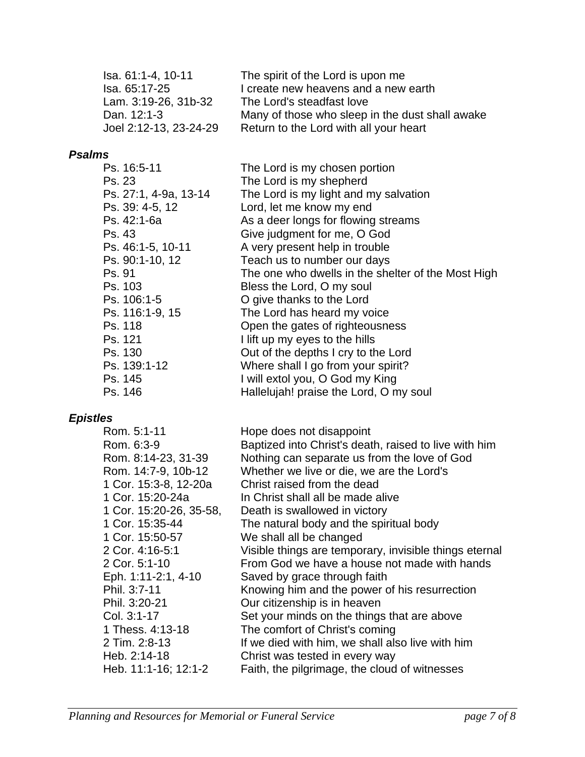| | |
|---|---|
| Isa. 61:1-4, 10-11 | The spirit of the Lord is upon me |
| Isa. 65:17-25 | I create new heavens and a new earth |
| Lam. 3:19-26, 31b-32 | The Lord's steadfast love |
| Dan. 12:1-3 | Many of those who sleep in the dust shall awake |
| Joel 2:12-13, 23-24-29 | Return to the Lord with all your heart |

### *Psalms*

| | |
|---|---|
| Ps. 16:5-11 | The Lord is my chosen portion |
| Ps. 23 | The Lord is my shepherd |
| Ps. 27:1, 4-9a, 13-14 | The Lord is my light and my salvation |
| Ps. 39: 4-5, 12 | Lord, let me know my end |
| Ps. 42:1-6a | As a deer longs for flowing streams |
| Ps. 43 | Give judgment for me, O God |
| Ps. 46:1-5, 10-11 | A very present help in trouble |
| Ps. 90:1-10, 12 | Teach us to number our days |
| Ps. 91 | The one who dwells in the shelter of the Most High |
| Ps. 103 | Bless the Lord, O my soul |
| Ps. 106:1-5 | O give thanks to the Lord |
| Ps. 116:1-9, 15 | The Lord has heard my voice |
| Ps. 118 | Open the gates of righteousness |
| Ps. 121 | I lift up my eyes to the hills |
| Ps. 130 | Out of the depths I cry to the Lord |
| Ps. 139:1-12 | Where shall I go from your spirit? |
| Ps. 145 | I will extol you, O God my King |
| Ps. 146 | Hallelujah! praise the Lord, O my soul |

### *Epistles*

| | |
|---|---|
| Rom. 5:1-11 | Hope does not disappoint |
| Rom. 6:3-9 | Baptized into Christ's death, raised to live with him |
| Rom. 8:14-23, 31-39 | Nothing can separate us from the love of God |
| Rom. 14:7-9, 10b-12 | Whether we live or die, we are the Lord's |
| 1 Cor. 15:3-8, 12-20a | Christ raised from the dead |
| 1 Cor. 15:20-24a | In Christ shall all be made alive |
| 1 Cor. 15:20-26, 35-58, | Death is swallowed in victory |
| 1 Cor. 15:35-44 | The natural body and the spiritual body |
| 1 Cor. 15:50-57 | We shall all be changed |
| 2 Cor. 4:16-5:1 | Visible things are temporary, invisible things eternal |
| 2 Cor. 5:1-10 | From God we have a house not made with hands |
| Eph. 1:11-2:1, 4-10 | Saved by grace through faith |
| Phil. 3:7-11 | Knowing him and the power of his resurrection |
| Phil. 3:20-21 | Our citizenship is in heaven |
| Col. 3:1-17 | Set your minds on the things that are above |
| 1 Thess. 4:13-18 | The comfort of Christ's coming |
| 2 Tim. 2:8-13 | If we died with him, we shall also live with him |
| Heb. 2:14-18 | Christ was tested in every way |
| Heb. 11:1-16; 12:1-2 | Faith, the pilgrimage, the cloud of witnesses |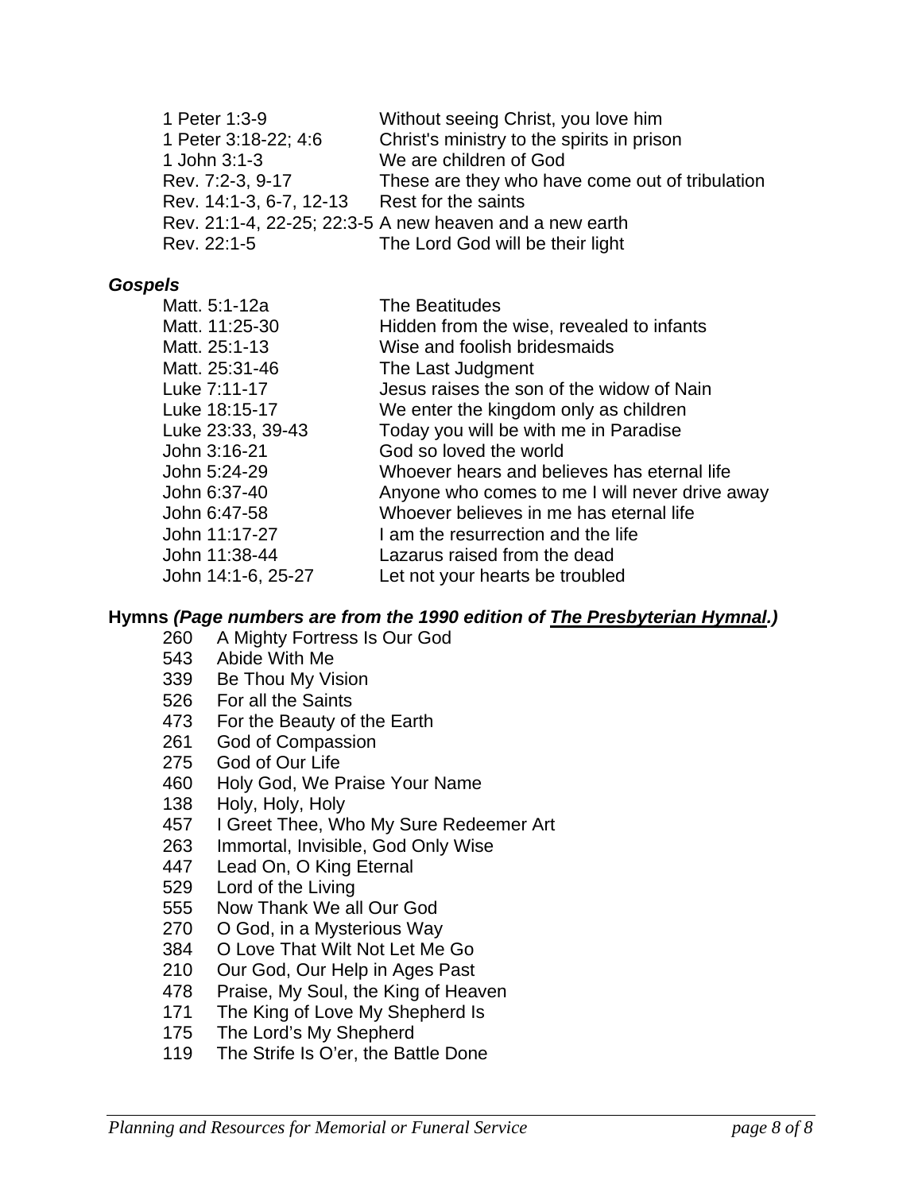| | |
|---|---|
| 1 Peter 1:3-9 | Without seeing Christ, you love him |
| 1 Peter 3:18-22; 4:6 | Christ's ministry to the spirits in prison |
| 1 John 3:1-3 | We are children of God |
| Rev. 7:2-3, 9-17 | These are they who have come out of tribulation |
| Rev. 14:1-3, 6-7, 12-13 | Rest for the saints |
| Rev. 21:1-4, 22-25; 22:3-5 | A new heaven and a new earth |
| Rev. 22:1-5 | The Lord God will be their light |

***Gospels***

| | |
|---|---|
| Matt. 5:1-12a | The Beatitudes |
| Matt. 11:25-30 | Hidden from the wise, revealed to infants |
| Matt. 25:1-13 | Wise and foolish bridesmaids |
| Matt. 25:31-46 | The Last Judgment |
| Luke 7:11-17 | Jesus raises the son of the widow of Nain |
| Luke 18:15-17 | We enter the kingdom only as children |
| Luke 23:33, 39-43 | Today you will be with me in Paradise |
| John 3:16-21 | God so loved the world |
| John 5:24-29 | Whoever hears and believes has eternal life |
| John 6:37-40 | Anyone who comes to me I will never drive away |
| John 6:47-58 | Whoever believes in me has eternal life |
| John 11:17-27 | I am the resurrection and the life |
| John 11:38-44 | Lazarus raised from the dead |
| John 14:1-6, 25-27 | Let not your hearts be troubled |

**Hymns *(Page numbers are from the 1990 edition of The Presbyterian Hymnal.)***

260 A Mighty Fortress Is Our God
543 Abide With Me
339 Be Thou My Vision
526 For all the Saints
473 For the Beauty of the Earth
261 God of Compassion
275 God of Our Life
460 Holy God, We Praise Your Name
138 Holy, Holy, Holy
457 I Greet Thee, Who My Sure Redeemer Art
263 Immortal, Invisible, God Only Wise
447 Lead On, O King Eternal
529 Lord of the Living
555 Now Thank We all Our God
270 O God, in a Mysterious Way
384 O Love That Wilt Not Let Me Go
210 Our God, Our Help in Ages Past
478 Praise, My Soul, the King of Heaven
171 The King of Love My Shepherd Is
175 The Lord's My Shepherd
119 The Strife Is O'er, the Battle Done